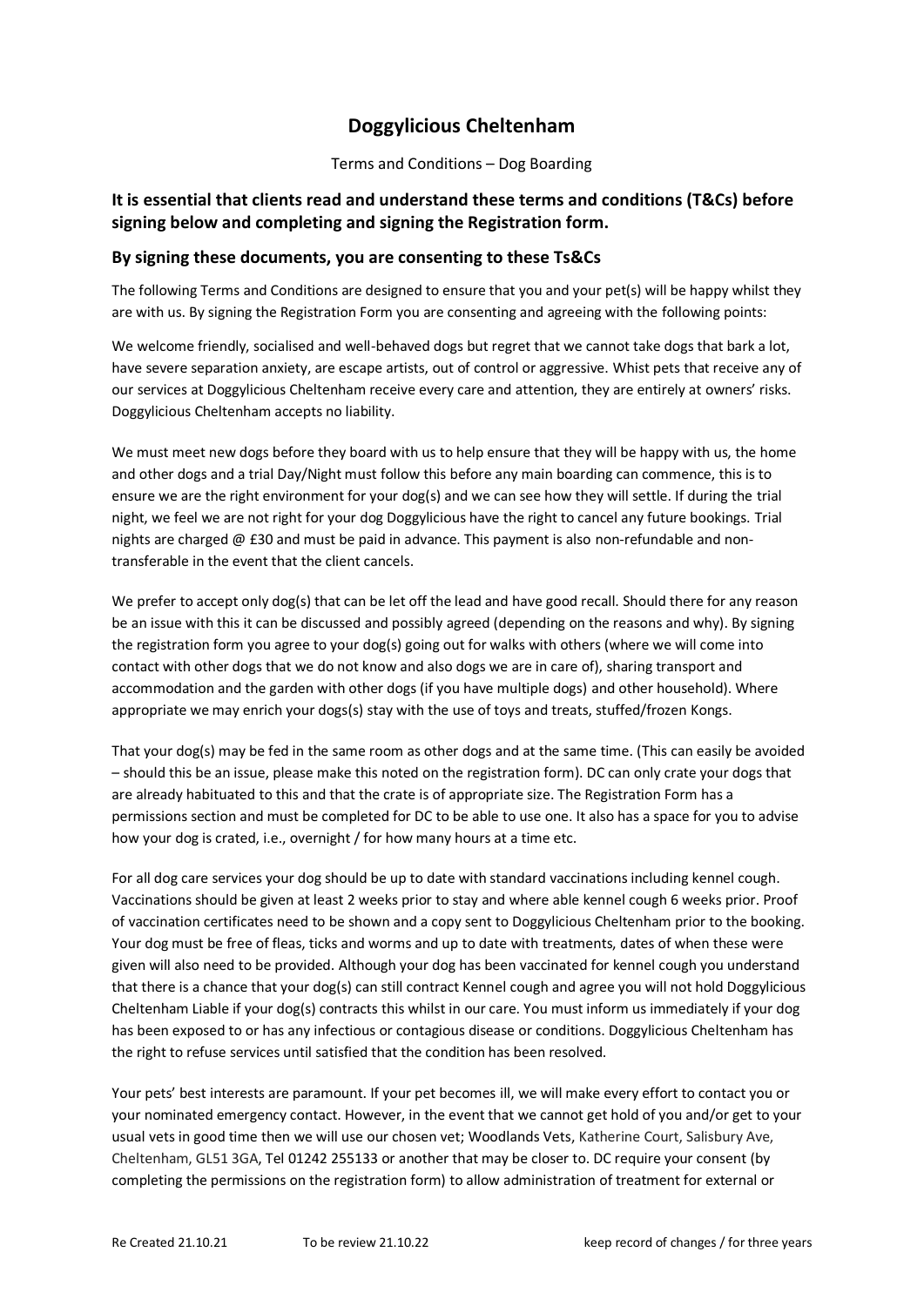# Doggylicious Cheltenham

Terms and Conditions – Dog Boarding

### It is essential that clients read and understand these terms and conditions (T&Cs) before signing below and completing and signing the Registration form.

### By signing these documents, you are consenting to these Ts&Cs

The following Terms and Conditions are designed to ensure that you and your pet(s) will be happy whilst they are with us. By signing the Registration Form you are consenting and agreeing with the following points:

We welcome friendly, socialised and well-behaved dogs but regret that we cannot take dogs that bark a lot, have severe separation anxiety, are escape artists, out of control or aggressive. Whist pets that receive any of our services at Doggylicious Cheltenham receive every care and attention, they are entirely at owners' risks. Doggylicious Cheltenham accepts no liability.

We must meet new dogs before they board with us to help ensure that they will be happy with us, the home and other dogs and a trial Day/Night must follow this before any main boarding can commence, this is to ensure we are the right environment for your dog(s) and we can see how they will settle. If during the trial night, we feel we are not right for your dog Doggylicious have the right to cancel any future bookings. Trial nights are charged @ £30 and must be paid in advance. This payment is also non-refundable and non-transferable in the event that the client cancels.

We prefer to accept only dog(s) that can be let off the lead and have good recall. Should there for any reason be an issue with this it can be discussed and possibly agreed (depending on the reasons and why). By signing the registration form you agree to your dog(s) going out for walks with others (where we will come into contact with other dogs that we do not know and also dogs we are in care of), sharing transport and accommodation and the garden with other dogs (if you have multiple dogs) and other household). Where appropriate we may enrich your dogs(s) stay with the use of toys and treats, stuffed/frozen Kongs.

That your dog(s) may be fed in the same room as other dogs and at the same time. (This can easily be avoided – should this be an issue, please make this noted on the registration form). DC can only crate your dogs that are already habituated to this and that the crate is of appropriate size. The Registration Form has a permissions section and must be completed for DC to be able to use one. It also has a space for you to advise how your dog is crated, i.e., overnight / for how many hours at a time etc.

For all dog care services your dog should be up to date with standard vaccinations including kennel cough. Vaccinations should be given at least 2 weeks prior to stay and where able kennel cough 6 weeks prior. Proof of vaccination certificates need to be shown and a copy sent to Doggylicious Cheltenham prior to the booking. Your dog must be free of fleas, ticks and worms and up to date with treatments, dates of when these were given will also need to be provided. Although your dog has been vaccinated for kennel cough you understand that there is a chance that your dog(s) can still contract Kennel cough and agree you will not hold Doggylicious Cheltenham Liable if your dog(s) contracts this whilst in our care. You must inform us immediately if your dog has been exposed to or has any infectious or contagious disease or conditions. Doggylicious Cheltenham has the right to refuse services until satisfied that the condition has been resolved.

Your pets' best interests are paramount. If your pet becomes ill, we will make every effort to contact you or your nominated emergency contact. However, in the event that we cannot get hold of you and/or get to your usual vets in good time then we will use our chosen vet; Woodlands Vets, Katherine Court, Salisbury Ave, Cheltenham, GL51 3GA, Tel 01242 255133 or another that may be closer to. DC require your consent (by completing the permissions on the registration form) to allow administration of treatment for external or

Re Created 21.10.21 To be review 21.10.22 keep record of changes / for three years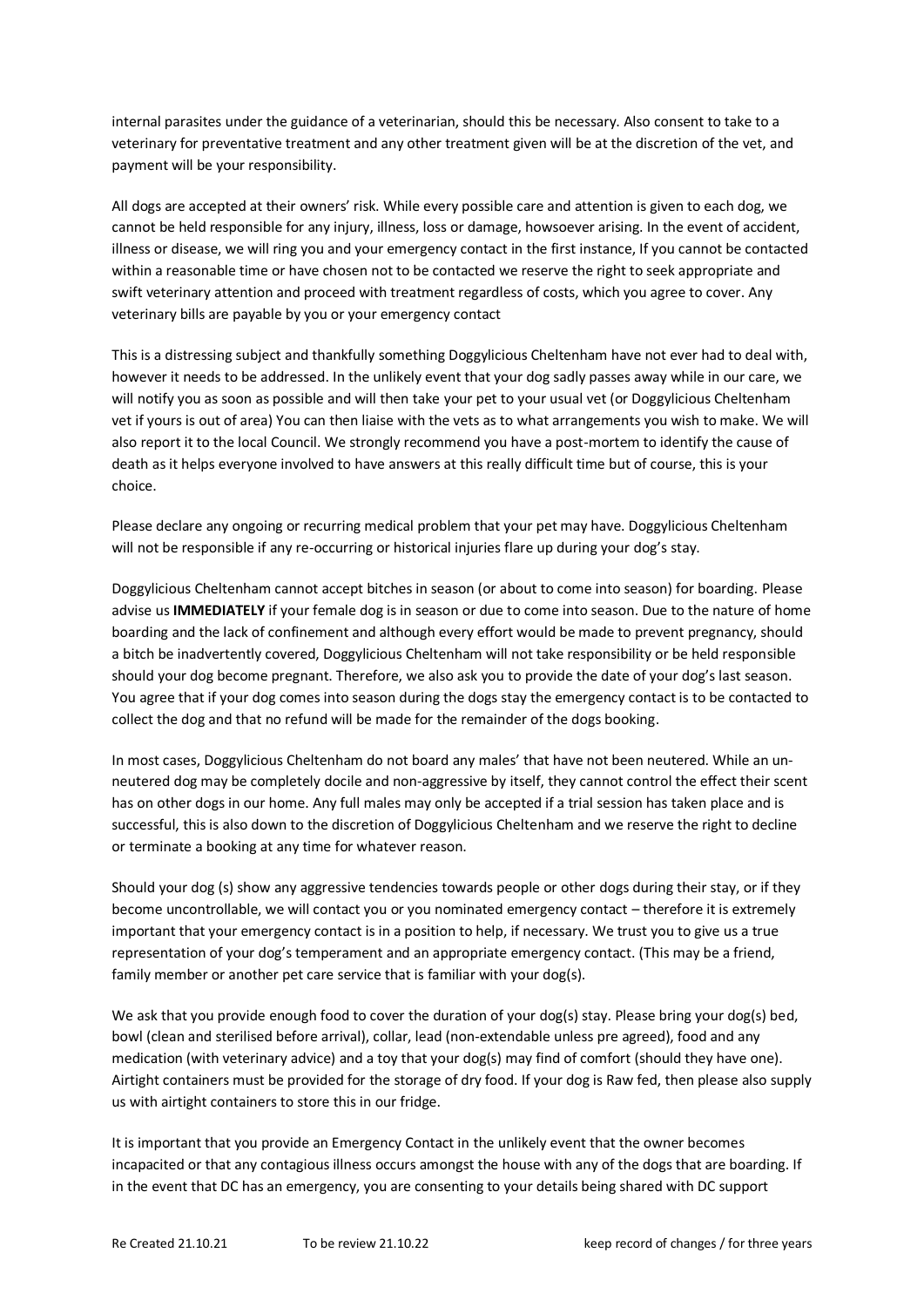internal parasites under the guidance of a veterinarian, should this be necessary. Also consent to take to a veterinary for preventative treatment and any other treatment given will be at the discretion of the vet, and payment will be your responsibility.

All dogs are accepted at their owners' risk. While every possible care and attention is given to each dog, we cannot be held responsible for any injury, illness, loss or damage, howsoever arising. In the event of accident, illness or disease, we will ring you and your emergency contact in the first instance, If you cannot be contacted within a reasonable time or have chosen not to be contacted we reserve the right to seek appropriate and swift veterinary attention and proceed with treatment regardless of costs, which you agree to cover. Any veterinary bills are payable by you or your emergency contact

This is a distressing subject and thankfully something Doggylicious Cheltenham have not ever had to deal with, however it needs to be addressed. In the unlikely event that your dog sadly passes away while in our care, we will notify you as soon as possible and will then take your pet to your usual vet (or Doggylicious Cheltenham vet if yours is out of area) You can then liaise with the vets as to what arrangements you wish to make. We will also report it to the local Council. We strongly recommend you have a post-mortem to identify the cause of death as it helps everyone involved to have answers at this really difficult time but of course, this is your choice.

Please declare any ongoing or recurring medical problem that your pet may have. Doggylicious Cheltenham will not be responsible if any re-occurring or historical injuries flare up during your dog's stay.

Doggylicious Cheltenham cannot accept bitches in season (or about to come into season) for boarding. Please advise us **IMMEDIATELY** if your female dog is in season or due to come into season. Due to the nature of home boarding and the lack of confinement and although every effort would be made to prevent pregnancy, should a bitch be inadvertently covered, Doggylicious Cheltenham will not take responsibility or be held responsible should your dog become pregnant. Therefore, we also ask you to provide the date of your dog's last season. You agree that if your dog comes into season during the dogs stay the emergency contact is to be contacted to collect the dog and that no refund will be made for the remainder of the dogs booking.

In most cases, Doggylicious Cheltenham do not board any males' that have not been neutered. While an un-neutered dog may be completely docile and non-aggressive by itself, they cannot control the effect their scent has on other dogs in our home. Any full males may only be accepted if a trial session has taken place and is successful, this is also down to the discretion of Doggylicious Cheltenham and we reserve the right to decline or terminate a booking at any time for whatever reason.

Should your dog (s) show any aggressive tendencies towards people or other dogs during their stay, or if they become uncontrollable, we will contact you or you nominated emergency contact – therefore it is extremely important that your emergency contact is in a position to help, if necessary. We trust you to give us a true representation of your dog's temperament and an appropriate emergency contact. (This may be a friend, family member or another pet care service that is familiar with your dog(s).

We ask that you provide enough food to cover the duration of your dog(s) stay. Please bring your dog(s) bed, bowl (clean and sterilised before arrival), collar, lead (non-extendable unless pre agreed), food and any medication (with veterinary advice) and a toy that your dog(s) may find of comfort (should they have one). Airtight containers must be provided for the storage of dry food. If your dog is Raw fed, then please also supply us with airtight containers to store this in our fridge.

It is important that you provide an Emergency Contact in the unlikely event that the owner becomes incapacited or that any contagious illness occurs amongst the house with any of the dogs that are boarding. If in the event that DC has an emergency, you are consenting to your details being shared with DC support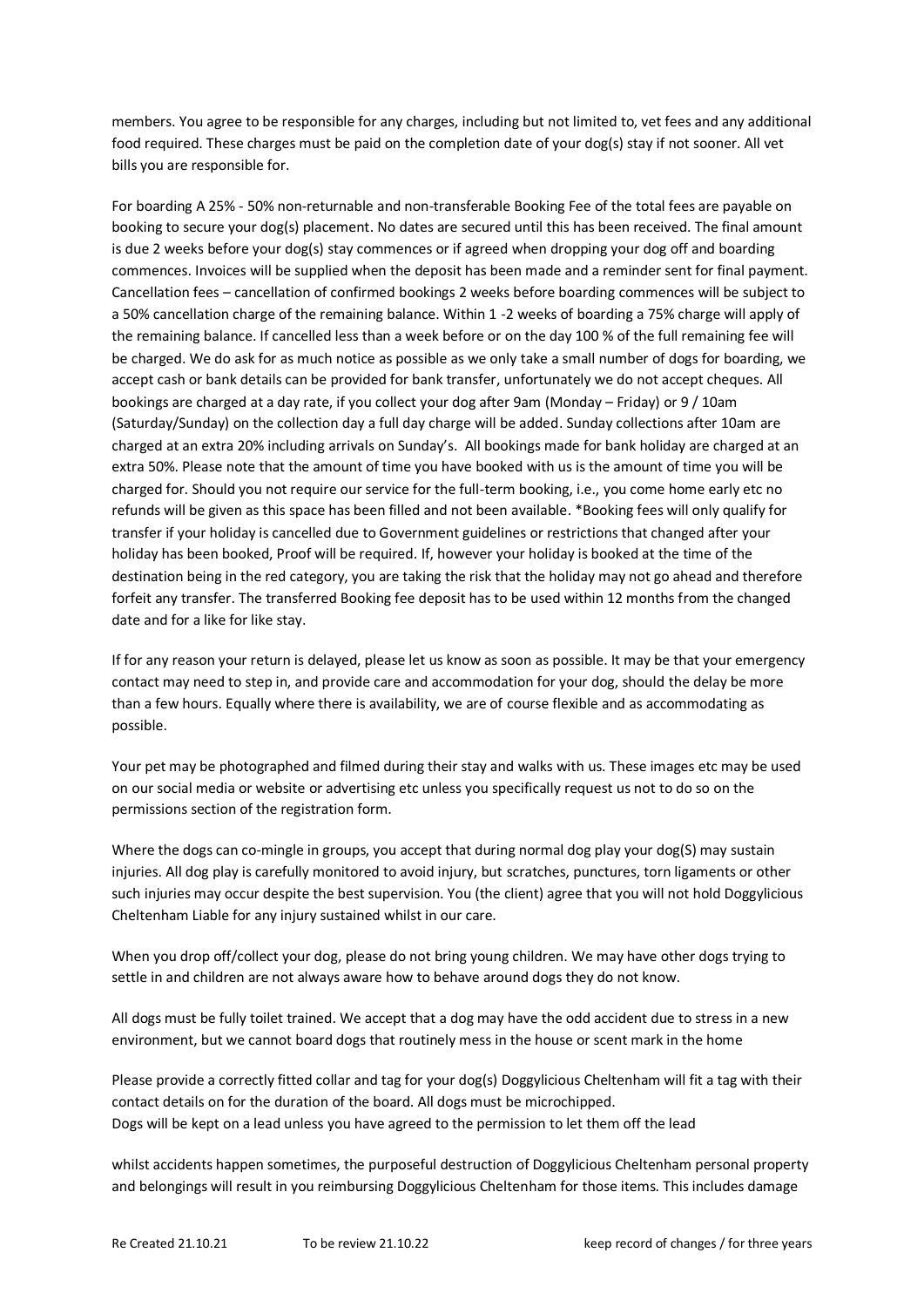members. You agree to be responsible for any charges, including but not limited to, vet fees and any additional food required. These charges must be paid on the completion date of your dog(s) stay if not sooner. All vet bills you are responsible for.

For boarding A 25% - 50% non-returnable and non-transferable Booking Fee of the total fees are payable on booking to secure your dog(s) placement. No dates are secured until this has been received. The final amount is due 2 weeks before your dog(s) stay commences or if agreed when dropping your dog off and boarding commences. Invoices will be supplied when the deposit has been made and a reminder sent for final payment. Cancellation fees – cancellation of confirmed bookings 2 weeks before boarding commences will be subject to a 50% cancellation charge of the remaining balance. Within 1 -2 weeks of boarding a 75% charge will apply of the remaining balance. If cancelled less than a week before or on the day 100 % of the full remaining fee will be charged. We do ask for as much notice as possible as we only take a small number of dogs for boarding, we accept cash or bank details can be provided for bank transfer, unfortunately we do not accept cheques. All bookings are charged at a day rate, if you collect your dog after 9am (Monday – Friday) or 9 / 10am (Saturday/Sunday) on the collection day a full day charge will be added. Sunday collections after 10am are charged at an extra 20% including arrivals on Sunday's. All bookings made for bank holiday are charged at an extra 50%. Please note that the amount of time you have booked with us is the amount of time you will be charged for. Should you not require our service for the full-term booking, i.e., you come home early etc no refunds will be given as this space has been filled and not been available. *Booking fees will only qualify for transfer if your holiday is cancelled due to Government guidelines or restrictions that changed after your holiday has been booked, Proof will be required. If, however your holiday is booked at the time of the destination being in the red category, you are taking the risk that the holiday may not go ahead and therefore forfeit any transfer. The transferred Booking fee deposit has to be used within 12 months from the changed date and for a like for like stay.

If for any reason your return is delayed, please let us know as soon as possible. It may be that your emergency contact may need to step in, and provide care and accommodation for your dog, should the delay be more than a few hours. Equally where there is availability, we are of course flexible and as accommodating as possible.

Your pet may be photographed and filmed during their stay and walks with us. These images etc may be used on our social media or website or advertising etc unless you specifically request us not to do so on the permissions section of the registration form.

Where the dogs can co-mingle in groups, you accept that during normal dog play your dog(S) may sustain injuries. All dog play is carefully monitored to avoid injury, but scratches, punctures, torn ligaments or other such injuries may occur despite the best supervision. You (the client) agree that you will not hold Doggylicious Cheltenham Liable for any injury sustained whilst in our care.

When you drop off/collect your dog, please do not bring young children. We may have other dogs trying to settle in and children are not always aware how to behave around dogs they do not know.

All dogs must be fully toilet trained. We accept that a dog may have the odd accident due to stress in a new environment, but we cannot board dogs that routinely mess in the house or scent mark in the home

Please provide a correctly fitted collar and tag for your dog(s) Doggylicious Cheltenham will fit a tag with their contact details on for the duration of the board. All dogs must be microchipped.
Dogs will be kept on a lead unless you have agreed to the permission to let them off the lead

whilst accidents happen sometimes, the purposeful destruction of Doggylicious Cheltenham personal property and belongings will result in you reimbursing Doggylicious Cheltenham for those items. This includes damage

Re Created 21.10.21 To be review 21.10.22 keep record of changes / for three years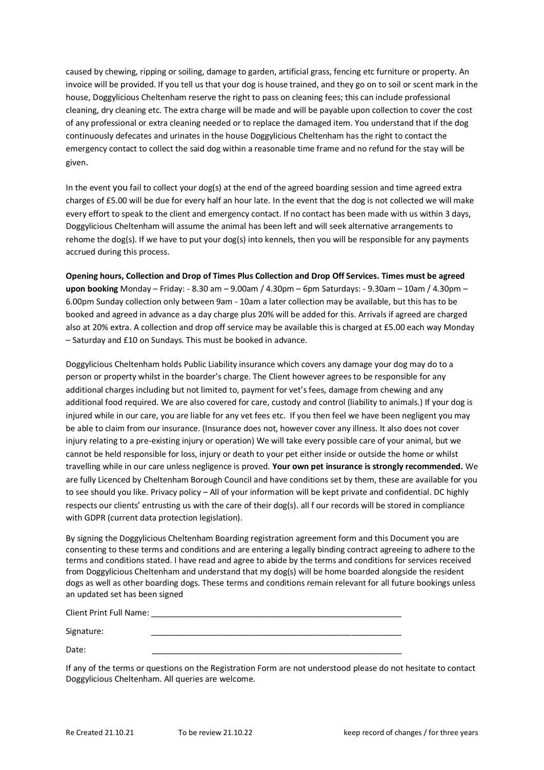caused by chewing, ripping or soiling, damage to garden, artificial grass, fencing etc furniture or property. An invoice will be provided. If you tell us that your dog is house trained, and they go on to soil or scent mark in the house, Doggylicious Cheltenham reserve the right to pass on cleaning fees; this can include professional cleaning, dry cleaning etc. The extra charge will be made and will be payable upon collection to cover the cost of any professional or extra cleaning needed or to replace the damaged item. You understand that if the dog continuously defecates and urinates in the house Doggylicious Cheltenham has the right to contact the emergency contact to collect the said dog within a reasonable time frame and no refund for the stay will be given.

In the event you fail to collect your dog(s) at the end of the agreed boarding session and time agreed extra charges of £5.00 will be due for every half an hour late. In the event that the dog is not collected we will make every effort to speak to the client and emergency contact. If no contact has been made with us within 3 days, Doggylicious Cheltenham will assume the animal has been left and will seek alternative arrangements to rehome the dog(s). If we have to put your dog(s) into kennels, then you will be responsible for any payments accrued during this process.

**Opening hours, Collection and Drop of Times Plus Collection and Drop Off Services. Times must be agreed upon booking** Monday – Friday: - 8.30 am – 9.00am / 4.30pm – 6pm Saturdays: - 9.30am – 10am / 4.30pm – 6.00pm Sunday collection only between 9am - 10am a later collection may be available, but this has to be booked and agreed in advance as a day charge plus 20% will be added for this. Arrivals if agreed are charged also at 20% extra. A collection and drop off service may be available this is charged at £5.00 each way Monday – Saturday and £10 on Sundays. This must be booked in advance.

Doggylicious Cheltenham holds Public Liability insurance which covers any damage your dog may do to a person or property whilst in the boarder's charge. The Client however agrees to be responsible for any additional charges including but not limited to, payment for vet's fees, damage from chewing and any additional food required. We are also covered for care, custody and control (liability to animals.) If your dog is injured while in our care, you are liable for any vet fees etc. If you then feel we have been negligent you may be able to claim from our insurance. (Insurance does not, however cover any illness. It also does not cover injury relating to a pre-existing injury or operation) We will take every possible care of your animal, but we cannot be held responsible for loss, injury or death to your pet either inside or outside the home or whilst travelling while in our care unless negligence is proved. **Your own pet insurance is strongly recommended.** We are fully Licenced by Cheltenham Borough Council and have conditions set by them, these are available for you to see should you like. Privacy policy – All of your information will be kept private and confidential. DC highly respects our clients' entrusting us with the care of their dog(s). all f our records will be stored in compliance with GDPR (current data protection legislation).

By signing the Doggylicious Cheltenham Boarding registration agreement form and this Document you are consenting to these terms and conditions and are entering a legally binding contract agreeing to adhere to the terms and conditions stated. I have read and agree to abide by the terms and conditions for services received from Doggylicious Cheltenham and understand that my dog(s) will be home boarded alongside the resident dogs as well as other boarding dogs. These terms and conditions remain relevant for all future bookings unless an updated set has been signed

Client Print Full Name: ____________________________________________________________

Signature: ____________________________________________________________

Date: ____________________________________________________________

If any of the terms or questions on the Registration Form are not understood please do not hesitate to contact Doggylicious Cheltenham. All queries are welcome.

Re Created 21.10.21 To be review 21.10.22 keep record of changes / for three years